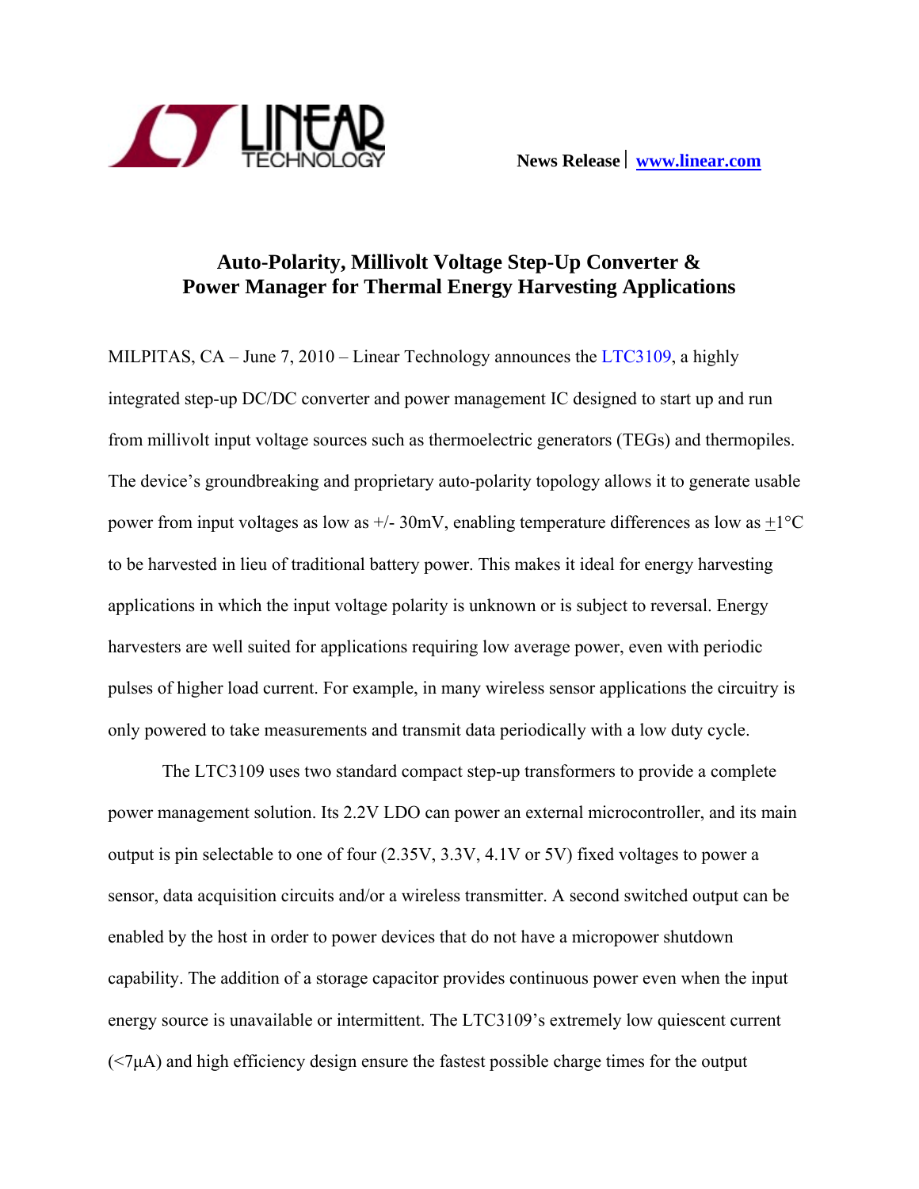News Release | www.linear.com

# Auto-Polarity, Millivolt Voltage Step-Up Converter & Power Manager for Thermal Energy Harvesting Applications

MILPITAS, CA – June 7, 2010 – Linear Technology announces the LTC3109, a highly integrated step-up DC/DC converter and power management IC designed to start up and run from millivolt input voltage sources such as thermoelectric generators (TEGs) and thermopiles. The device's groundbreaking and proprietary auto-polarity topology allows it to generate usable power from input voltages as low as +/- 30mV, enabling temperature differences as low as ±1°C to be harvested in lieu of traditional battery power. This makes it ideal for energy harvesting applications in which the input voltage polarity is unknown or is subject to reversal. Energy harvesters are well suited for applications requiring low average power, even with periodic pulses of higher load current. For example, in many wireless sensor applications the circuitry is only powered to take measurements and transmit data periodically with a low duty cycle.

The LTC3109 uses two standard compact step-up transformers to provide a complete power management solution. Its 2.2V LDO can power an external microcontroller, and its main output is pin selectable to one of four (2.35V, 3.3V, 4.1V or 5V) fixed voltages to power a sensor, data acquisition circuits and/or a wireless transmitter. A second switched output can be enabled by the host in order to power devices that do not have a micropower shutdown capability. The addition of a storage capacitor provides continuous power even when the input energy source is unavailable or intermittent. The LTC3109's extremely low quiescent current (<7µA) and high efficiency design ensure the fastest possible charge times for the output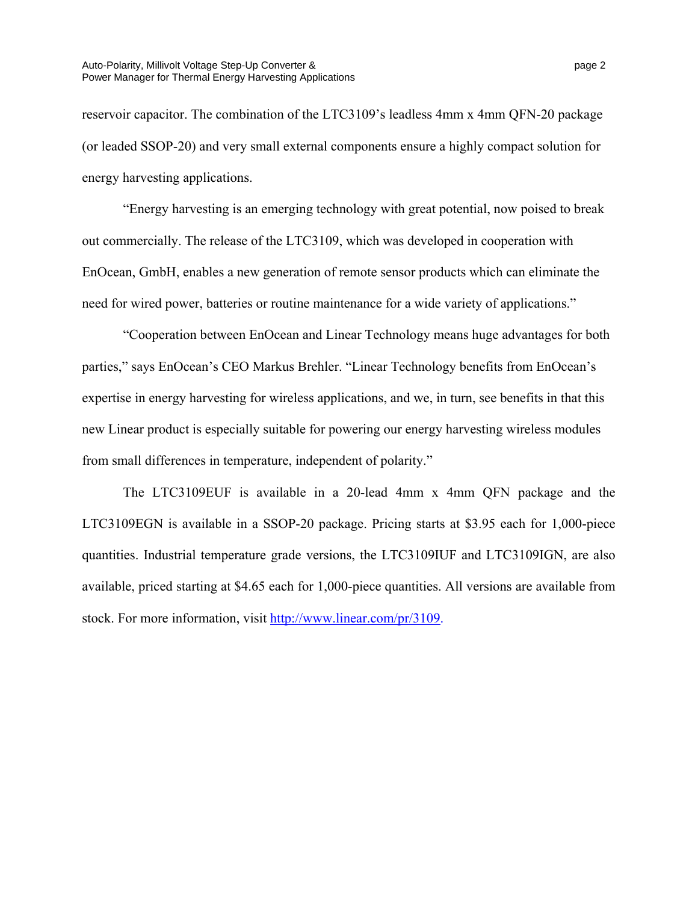reservoir capacitor. The combination of the LTC3109's leadless 4mm x 4mm QFN-20 package (or leaded SSOP-20) and very small external components ensure a highly compact solution for energy harvesting applications.

"Energy harvesting is an emerging technology with great potential, now poised to break out commercially. The release of the LTC3109, which was developed in cooperation with EnOcean, GmbH, enables a new generation of remote sensor products which can eliminate the need for wired power, batteries or routine maintenance for a wide variety of applications."

"Cooperation between EnOcean and Linear Technology means huge advantages for both parties," says EnOcean's CEO Markus Brehler. "Linear Technology benefits from EnOcean's expertise in energy harvesting for wireless applications, and we, in turn, see benefits in that this new Linear product is especially suitable for powering our energy harvesting wireless modules from small differences in temperature, independent of polarity."

The LTC3109EUF is available in a 20-lead 4mm x 4mm QFN package and the LTC3109EGN is available in a SSOP-20 package. Pricing starts at $3.95 each for 1,000-piece quantities. Industrial temperature grade versions, the LTC3109IUF and LTC3109IGN, are also available, priced starting at $4.65 each for 1,000-piece quantities. All versions are available from stock. For more information, visit [http://www.linear.com/pr/3109](http://www.linear.com/pr/3109).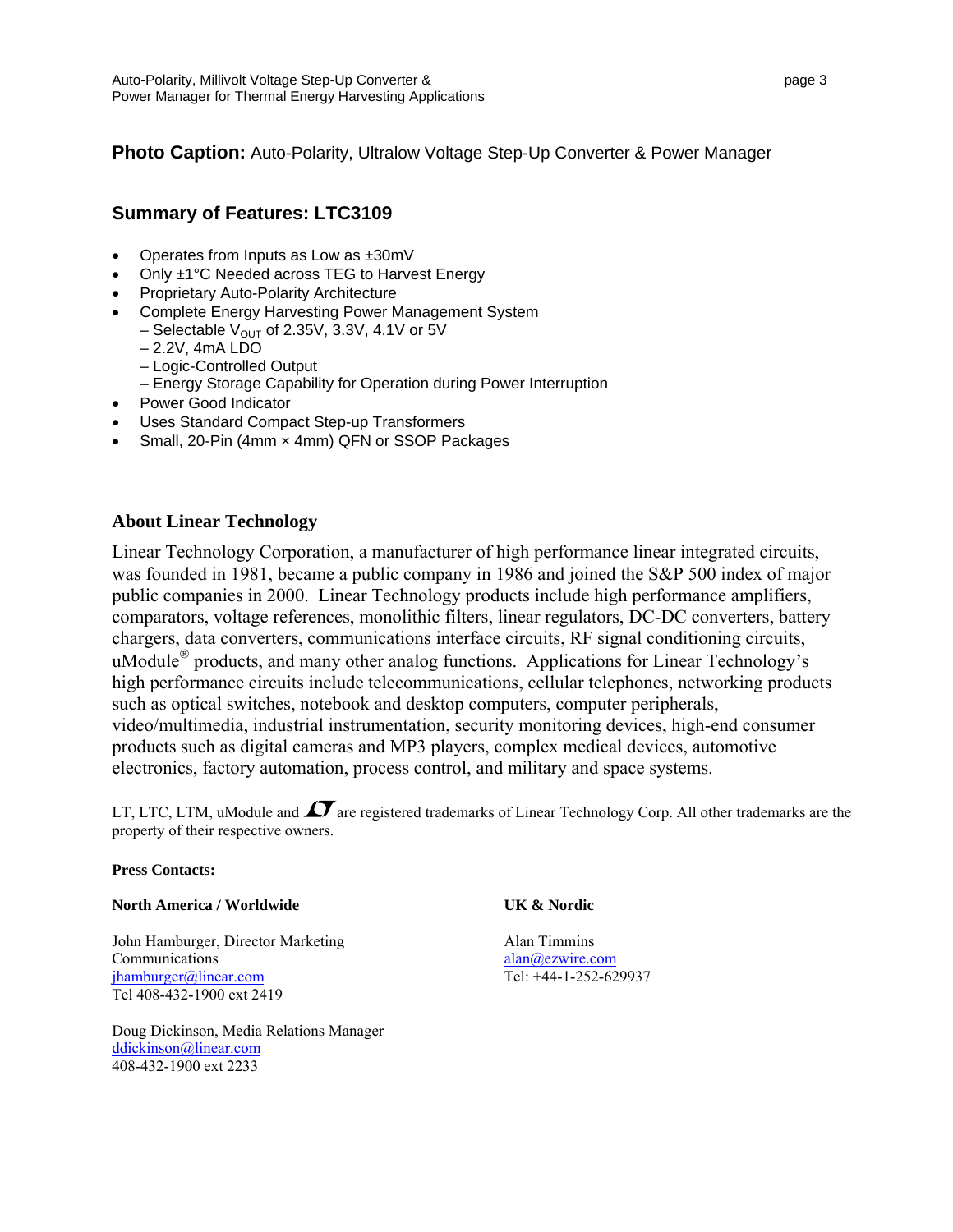**Photo Caption:** Auto-Polarity, Ultralow Voltage Step-Up Converter & Power Manager

## Summary of Features: LTC3109

- Operates from Inputs as Low as ±30mV
- Only ±1°C Needed across TEG to Harvest Energy
- Proprietary Auto-Polarity Architecture
- Complete Energy Harvesting Power Management System
  - Selectable $V_{OUT}$ of 2.35V, 3.3V, 4.1V or 5V
  - 2.2V, 4mA LDO
  - Logic-Controlled Output
  - Energy Storage Capability for Operation during Power Interruption
- Power Good Indicator
- Uses Standard Compact Step-up Transformers
- Small, 20-Pin (4mm × 4mm) QFN or SSOP Packages

## About Linear Technology

Linear Technology Corporation, a manufacturer of high performance linear integrated circuits, was founded in 1981, became a public company in 1986 and joined the S&P 500 index of major public companies in 2000. Linear Technology products include high performance amplifiers, comparators, voltage references, monolithic filters, linear regulators, DC-DC converters, battery chargers, data converters, communications interface circuits, RF signal conditioning circuits, uModule® products, and many other analog functions. Applications for Linear Technology's high performance circuits include telecommunications, cellular telephones, networking products such as optical switches, notebook and desktop computers, computer peripherals, video/multimedia, industrial instrumentation, security monitoring devices, high-end consumer products such as digital cameras and MP3 players, complex medical devices, automotive electronics, factory automation, process control, and military and space systems.

LT, LTC, LTM, uModule and LT are registered trademarks of Linear Technology Corp. All other trademarks are the property of their respective owners.

**Press Contacts:**

**North America / Worldwide**

John Hamburger, Director Marketing Communications
jhamburger@linear.com
Tel 408-432-1900 ext 2419

Doug Dickinson, Media Relations Manager
ddickinson@linear.com
408-432-1900 ext 2233

**UK & Nordic**

Alan Timmins
alan@ezwire.com
Tel: +44-1-252-629937